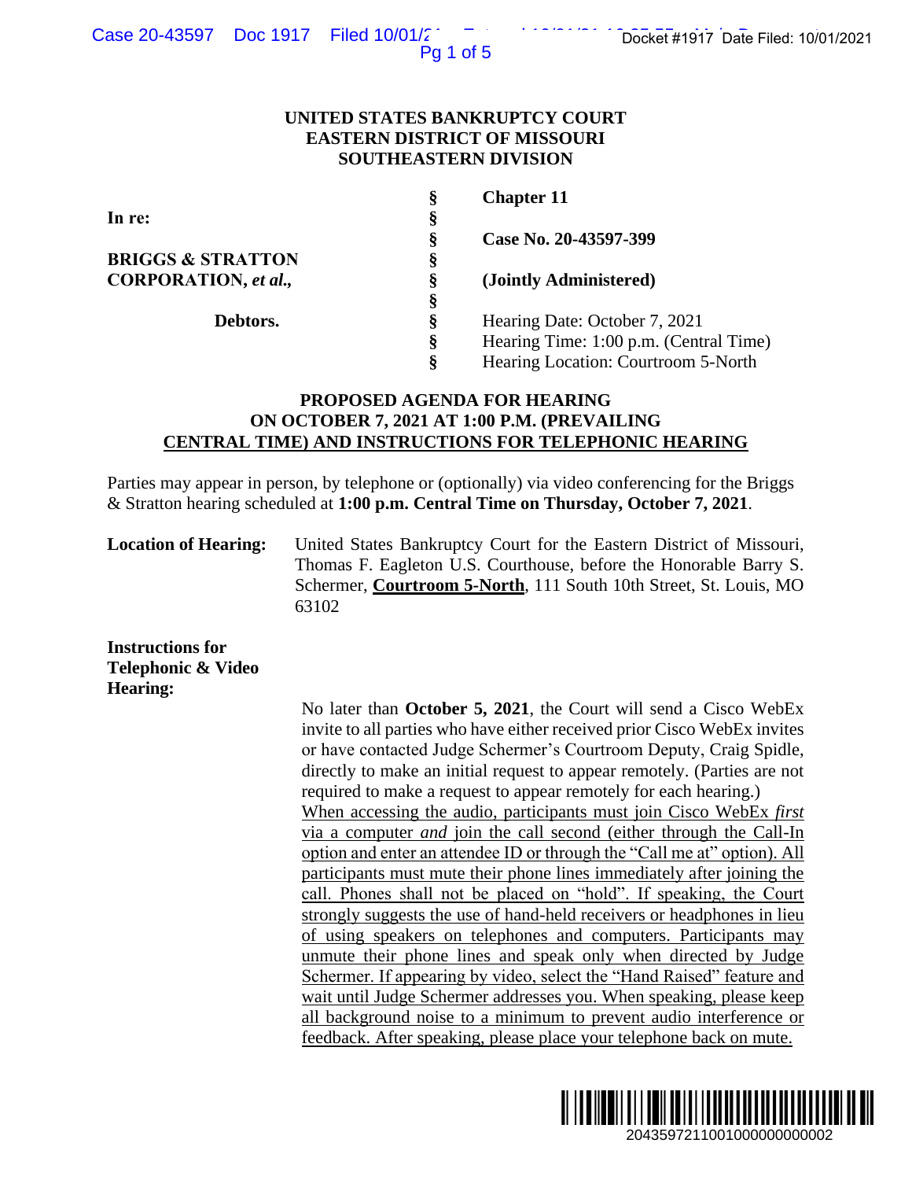**UNITED STATES BANKRUPTCY COURT**
**EASTERN DISTRICT OF MISSOURI**
**SOUTHEASTERN DIVISION**

| | | |
|---|---|---|
| **In re:** | § | **Chapter 11** |
| | § | |
| **BRIGGS & STRATTON CORPORATION, *et al.*,** | § | **Case No. 20-43597-399** |
| | § | |
| **Debtors.** | § | **(Jointly Administered)** |
| | § | |
| | § | Hearing Date: October 7, 2021 |
| | § | Hearing Time: 1:00 p.m. (Central Time) |
| | § | Hearing Location: Courtroom 5-North |

**PROPOSED AGENDA FOR HEARING ON OCTOBER 7, 2021 AT 1:00 P.M. (PREVAILING CENTRAL TIME) AND INSTRUCTIONS FOR TELEPHONIC HEARING**

Parties may appear in person, by telephone or (optionally) via video conferencing for the Briggs & Stratton hearing scheduled at **1:00 p.m. Central Time on Thursday, October 7, 2021**.

**Location of Hearing:** United States Bankruptcy Court for the Eastern District of Missouri, Thomas F. Eagleton U.S. Courthouse, before the Honorable Barry S. Schermer, **Courtroom 5-North**, 111 South 10th Street, St. Louis, MO 63102

**Instructions for Telephonic & Video Hearing:**

No later than **October 5, 2021**, the Court will send a Cisco WebEx invite to all parties who have either received prior Cisco WebEx invites or have contacted Judge Schermer's Courtroom Deputy, Craig Spidle, directly to make an initial request to appear remotely. (Parties are not required to make a request to appear remotely for each hearing.) When accessing the audio, participants must join Cisco WebEx *first* via a computer *and* join the call second (either through the Call-In option and enter an attendee ID or through the "Call me at" option). All participants must mute their phone lines immediately after joining the call. Phones shall not be placed on "hold". If speaking, the Court strongly suggests the use of hand-held receivers or headphones in lieu of using speakers on telephones and computers. Participants may unmute their phone lines and speak only when directed by Judge Schermer. If appearing by video, select the "Hand Raised" feature and wait until Judge Schermer addresses you. When speaking, please keep all background noise to a minimum to prevent audio interference or feedback. After speaking, please place your telephone back on mute.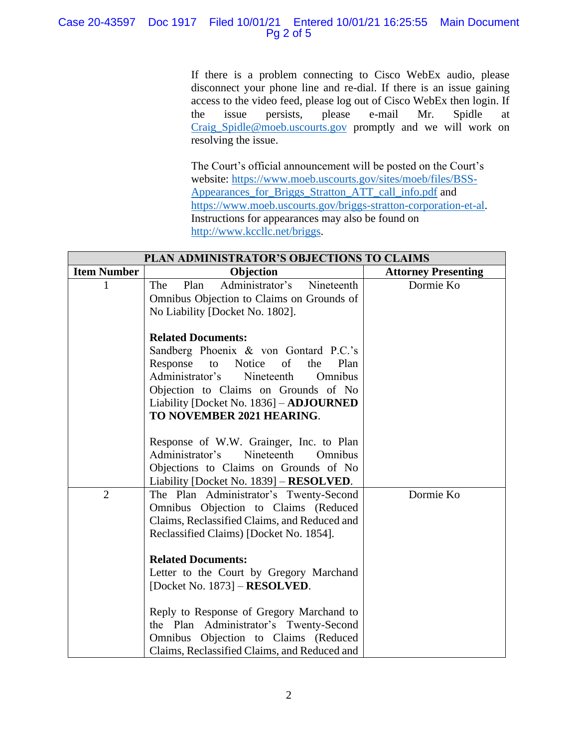If there is a problem connecting to Cisco WebEx audio, please disconnect your phone line and re-dial. If there is an issue gaining access to the video feed, please log out of Cisco WebEx then login. If the issue persists, please e-mail Mr. Spidle at Craig_Spidle@moeb.uscourts.gov promptly and we will work on resolving the issue.

The Court's official announcement will be posted on the Court's website: https://www.moeb.uscourts.gov/sites/moeb/files/BSS-Appearances_for_Briggs_Stratton_ATT_call_info.pdf and https://www.moeb.uscourts.gov/briggs-stratton-corporation-et-al. Instructions for appearances may also be found on http://www.kccllc.net/briggs.

| **PLAN ADMINISTRATOR'S OBJECTIONS TO CLAIMS** | | |
|---|---|---|
| **Item Number** | **Objection** | **Attorney Presenting** |
| 1 | The Plan Administrator's Nineteenth Omnibus Objection to Claims on Grounds of No Liability [Docket No. 1802].<br><br>**Related Documents:**<br>Sandberg Phoenix & von Gontard P.C.'s Response to Notice of the Plan Administrator's Nineteenth Omnibus Objection to Claims on Grounds of No Liability [Docket No. 1836] – **ADJOURNED TO NOVEMBER 2021 HEARING**.<br><br>Response of W.W. Grainger, Inc. to Plan Administrator's Nineteenth Omnibus Objections to Claims on Grounds of No Liability [Docket No. 1839] – **RESOLVED**. | Dormie Ko |
| 2 | The Plan Administrator's Twenty-Second Omnibus Objection to Claims (Reduced Claims, Reclassified Claims, and Reduced and Reclassified Claims) [Docket No. 1854].<br><br>**Related Documents:**<br>Letter to the Court by Gregory Marchand [Docket No. 1873] – **RESOLVED**.<br><br>Reply to Response of Gregory Marchand to the Plan Administrator's Twenty-Second Omnibus Objection to Claims (Reduced Claims, Reclassified Claims, and Reduced and | Dormie Ko |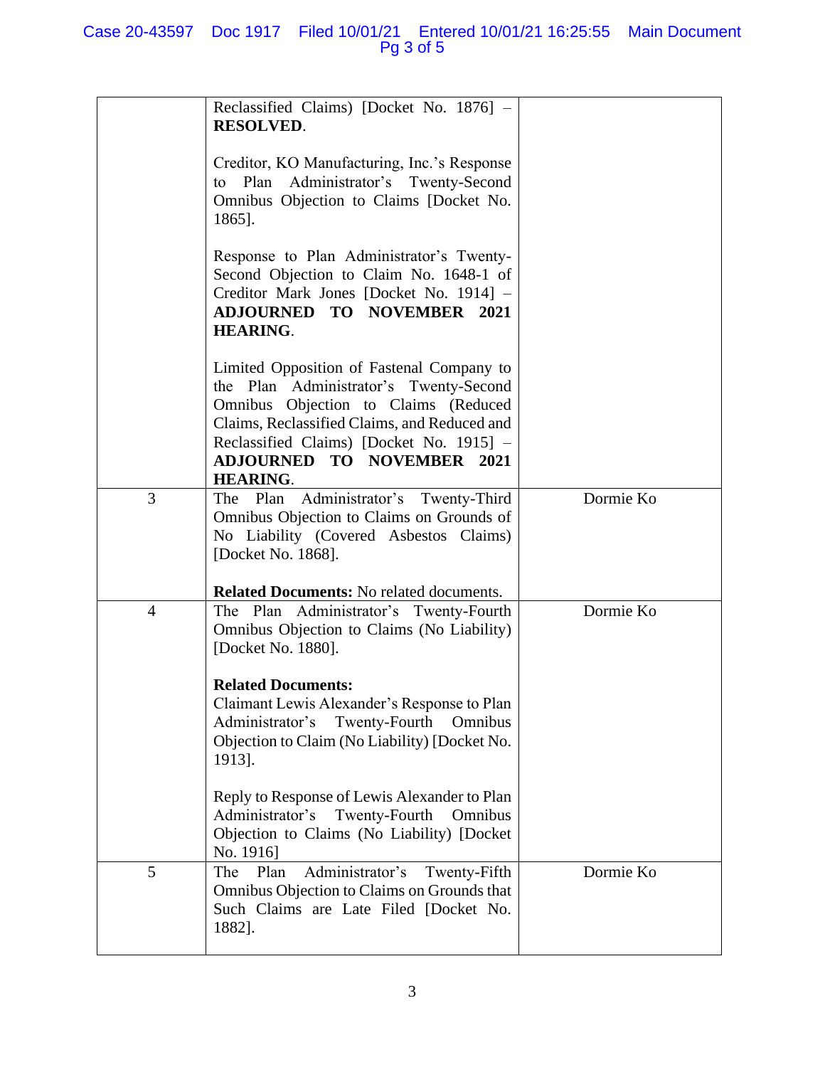| | | |
|---|---|---|
| | Reclassified Claims) [Docket No. 1876] – **RESOLVED**.<br><br>Creditor, KO Manufacturing, Inc.'s Response to Plan Administrator's Twenty-Second Omnibus Objection to Claims [Docket No. 1865].<br><br>Response to Plan Administrator's Twenty-Second Objection to Claim No. 1648-1 of Creditor Mark Jones [Docket No. 1914] – **ADJOURNED TO NOVEMBER 2021 HEARING**.<br><br>Limited Opposition of Fastenal Company to the Plan Administrator's Twenty-Second Omnibus Objection to Claims (Reduced Claims, Reclassified Claims, and Reduced and Reclassified Claims) [Docket No. 1915] – **ADJOURNED TO NOVEMBER 2021 HEARING**. | |
| 3 | The Plan Administrator's Twenty-Third Omnibus Objection to Claims on Grounds of No Liability (Covered Asbestos Claims) [Docket No. 1868].<br><br>**Related Documents:** No related documents. | Dormie Ko |
| 4 | The Plan Administrator's Twenty-Fourth Omnibus Objection to Claims (No Liability) [Docket No. 1880].<br><br>**Related Documents:**<br>Claimant Lewis Alexander's Response to Plan Administrator's Twenty-Fourth Omnibus Objection to Claim (No Liability) [Docket No. 1913].<br><br>Reply to Response of Lewis Alexander to Plan Administrator's Twenty-Fourth Omnibus Objection to Claims (No Liability) [Docket No. 1916] | Dormie Ko |
| 5 | The Plan Administrator's Twenty-Fifth Omnibus Objection to Claims on Grounds that Such Claims are Late Filed [Docket No. 1882]. | Dormie Ko |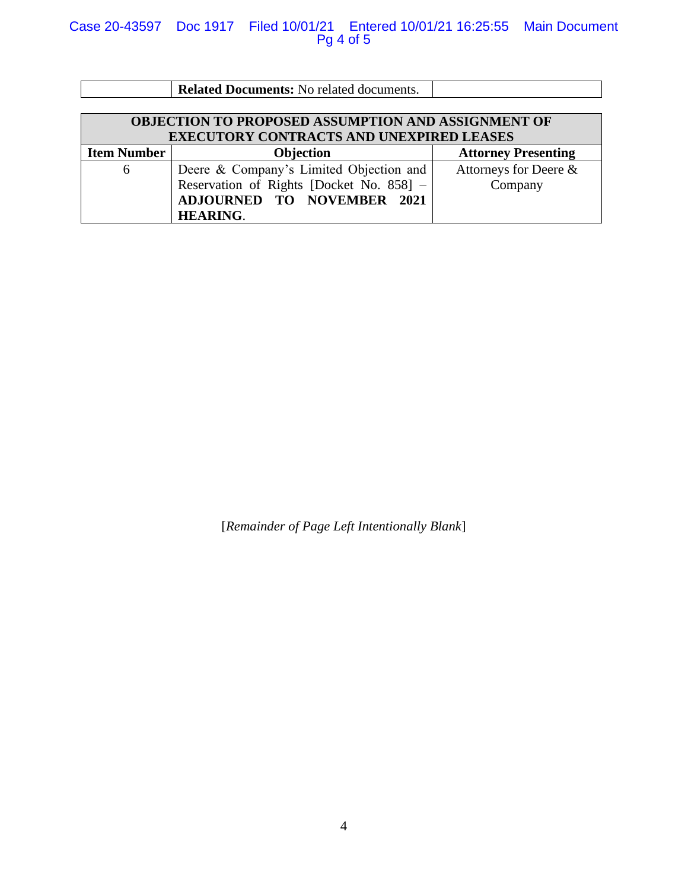| | **Related Documents:** No related documents. | |
|---|---|---|

| **OBJECTION TO PROPOSED ASSUMPTION AND ASSIGNMENT OF EXECUTORY CONTRACTS AND UNEXPIRED LEASES** | | |
|---|---|---|
| **Item Number** | **Objection** | **Attorney Presenting** |
| 6 | Deere & Company's Limited Objection and Reservation of Rights [Docket No. 858] – **ADJOURNED TO NOVEMBER 2021 HEARING**. | Attorneys for Deere & Company |

[*Remainder of Page Left Intentionally Blank*]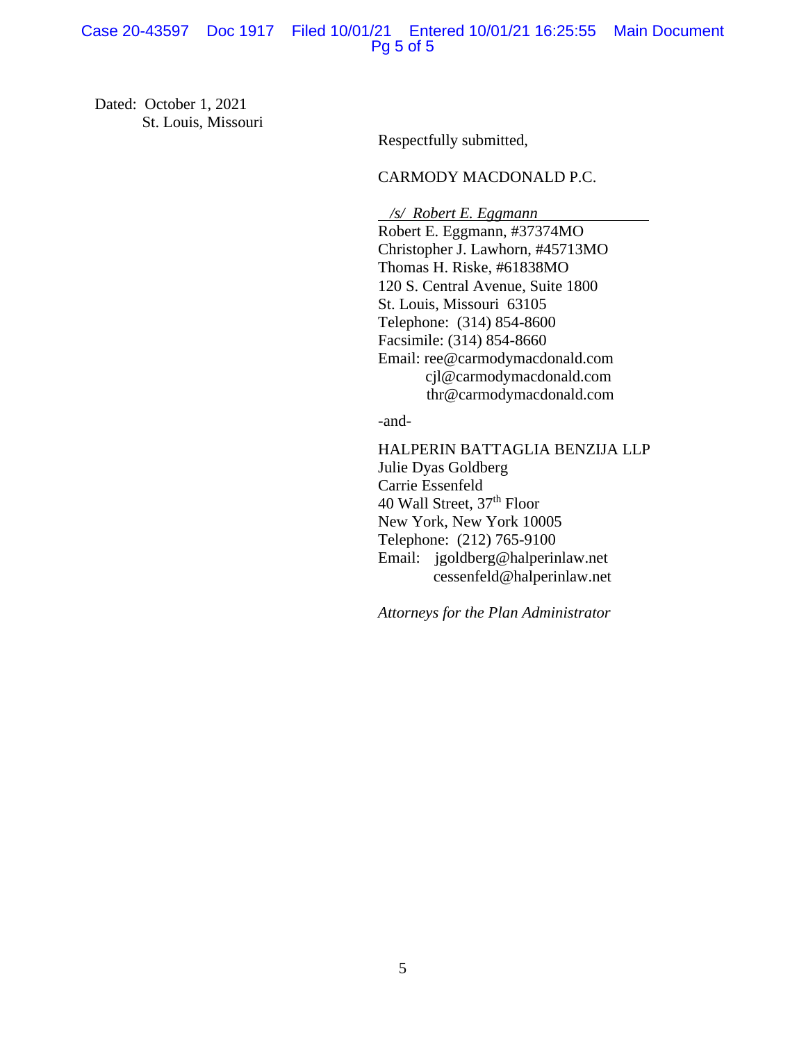Dated: October 1, 2021
St. Louis, Missouri

Respectfully submitted,

CARMODY MACDONALD P.C.

*/s/ Robert E. Eggmann*

Robert E. Eggmann, #37374MO
Christopher J. Lawhorn, #45713MO
Thomas H. Riske, #61838MO
120 S. Central Avenue, Suite 1800
St. Louis, Missouri 63105
Telephone: (314) 854-8600
Facsimile: (314) 854-8660
Email: ree@carmodymacdonald.com
cjl@carmodymacdonald.com
thr@carmodymacdonald.com

-and-

HALPERIN BATTAGLIA BENZIJA LLP
Julie Dyas Goldberg
Carrie Essenfeld
40 Wall Street, 37th Floor
New York, New York 10005
Telephone: (212) 765-9100
Email: jgoldberg@halperinlaw.net
cessenfeld@halperinlaw.net

*Attorneys for the Plan Administrator*